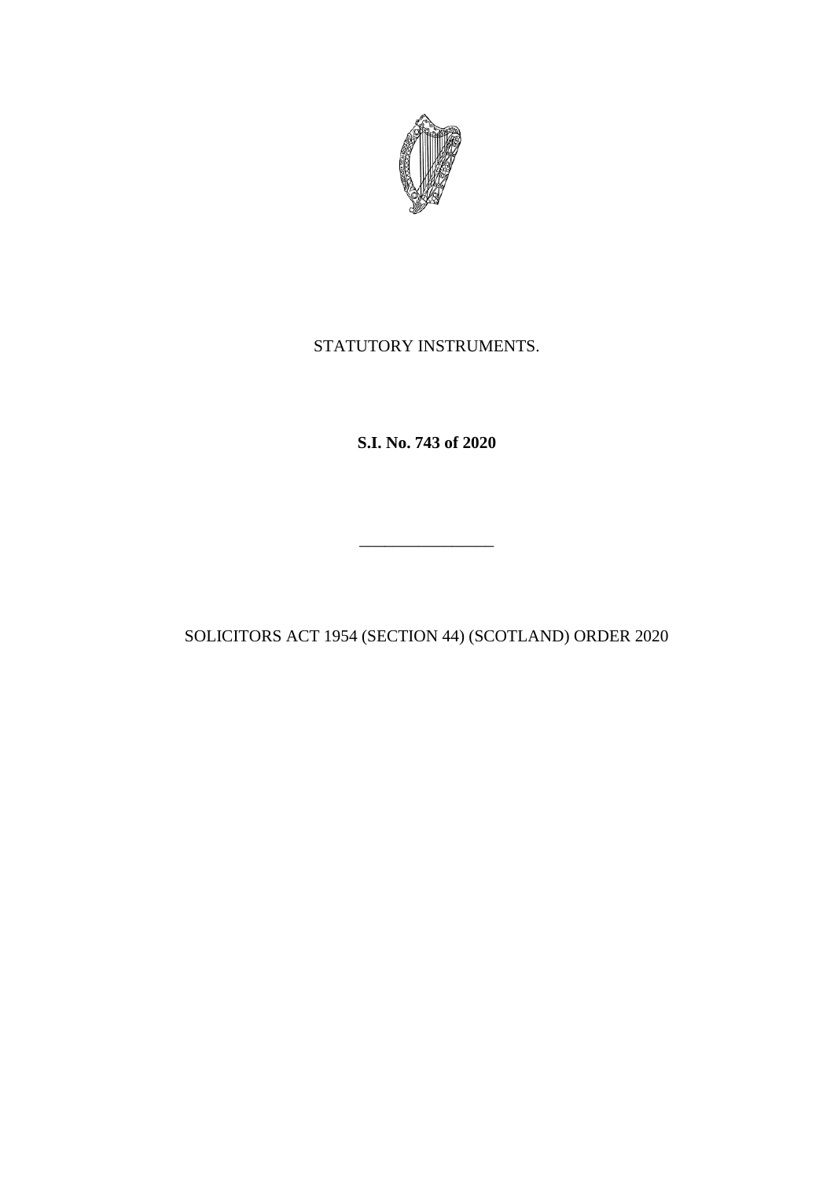STATUTORY INSTRUMENTS.

**S.I. No. 743 of 2020**

________________

SOLICITORS ACT 1954 (SECTION 44) (SCOTLAND) ORDER 2020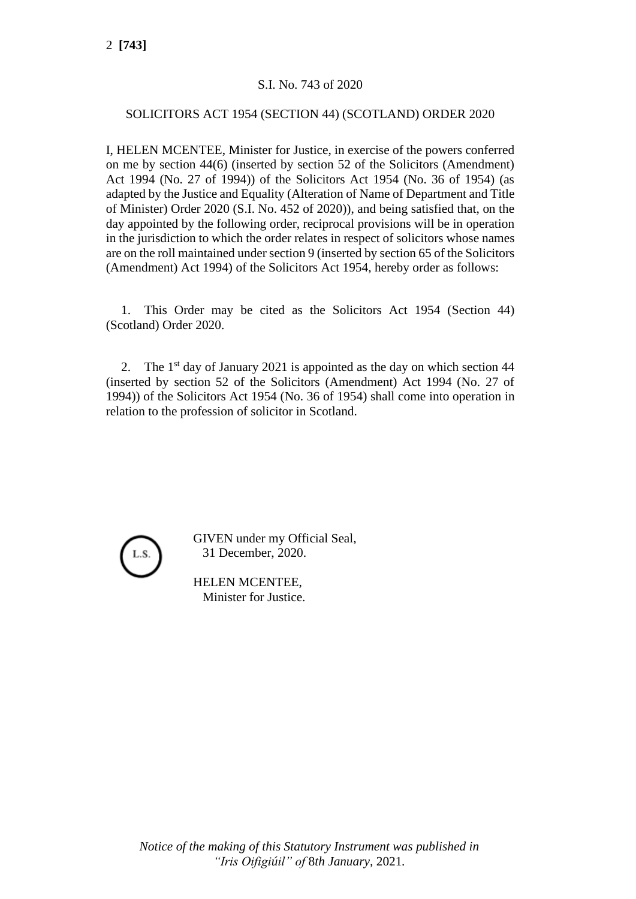S.I. No. 743 of 2020

SOLICITORS ACT 1954 (SECTION 44) (SCOTLAND) ORDER 2020

I, HELEN MCENTEE, Minister for Justice, in exercise of the powers conferred on me by section 44(6) (inserted by section 52 of the Solicitors (Amendment) Act 1994 (No. 27 of 1994)) of the Solicitors Act 1954 (No. 36 of 1954) (as adapted by the Justice and Equality (Alteration of Name of Department and Title of Minister) Order 2020 (S.I. No. 452 of 2020)), and being satisfied that, on the day appointed by the following order, reciprocal provisions will be in operation in the jurisdiction to which the order relates in respect of solicitors whose names are on the roll maintained under section 9 (inserted by section 65 of the Solicitors (Amendment) Act 1994) of the Solicitors Act 1954, hereby order as follows:

1. This Order may be cited as the Solicitors Act 1954 (Section 44) (Scotland) Order 2020.

2. The 1st day of January 2021 is appointed as the day on which section 44 (inserted by section 52 of the Solicitors (Amendment) Act 1994 (No. 27 of 1994)) of the Solicitors Act 1954 (No. 36 of 1954) shall come into operation in relation to the profession of solicitor in Scotland.

L.S.

GIVEN under my Official Seal,
31 December, 2020.

HELEN MCENTEE,
Minister for Justice.

*Notice of the making of this Statutory Instrument was published in "Iris Oifigiúil" of 8th January, 2021.*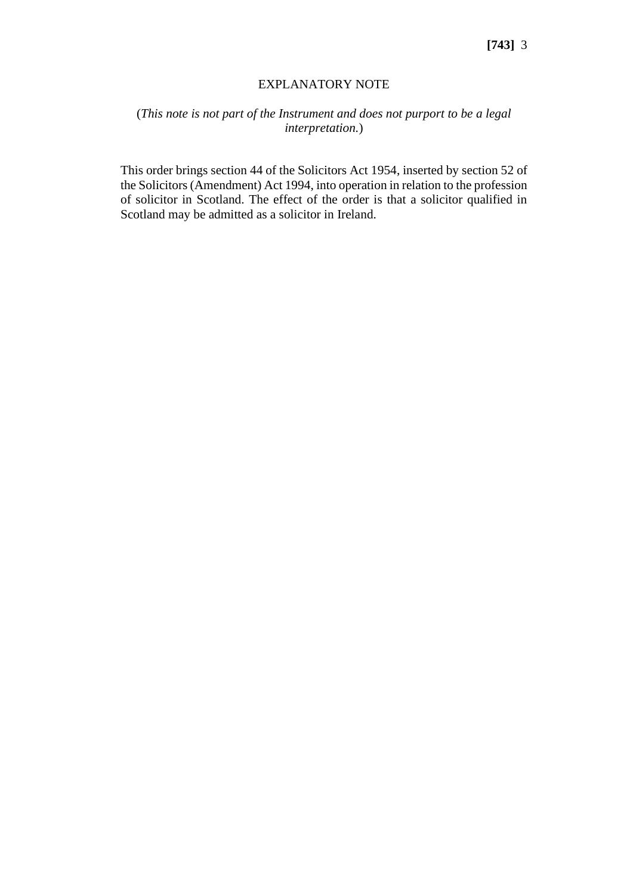## EXPLANATORY NOTE

(*This note is not part of the Instrument and does not purport to be a legal interpretation.*)

This order brings section 44 of the Solicitors Act 1954, inserted by section 52 of the Solicitors (Amendment) Act 1994, into operation in relation to the profession of solicitor in Scotland. The effect of the order is that a solicitor qualified in Scotland may be admitted as a solicitor in Ireland.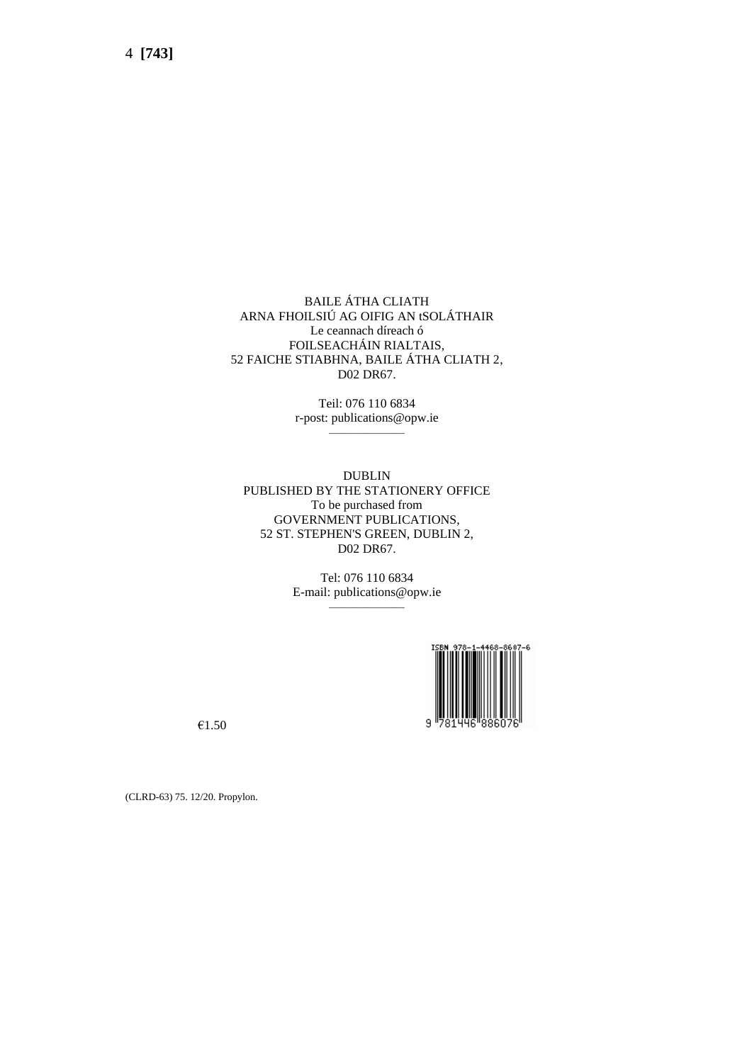BAILE ÁTHA CLIATH
ARNA FHOILSIÚ AG OIFIG AN tSOLÁTHAIR
Le ceannach díreach ó
FOILSEACHÁIN RIALTAIS,
52 FAICHE STIABHNA, BAILE ÁTHA CLIATH 2,
D02 DR67.

Teil: 076 110 6834
r-post: publications@opw.ie

---

DUBLIN
PUBLISHED BY THE STATIONERY OFFICE
To be purchased from
GOVERNMENT PUBLICATIONS,
52 ST. STEPHEN'S GREEN, DUBLIN 2,
D02 DR67.

Tel: 076 110 6834
E-mail: publications@opw.ie

---

ISBN 978-1-4468-8607-6

9 781446 886076

€1.50

(CLRD-63) 75. 12/20. Propylon.